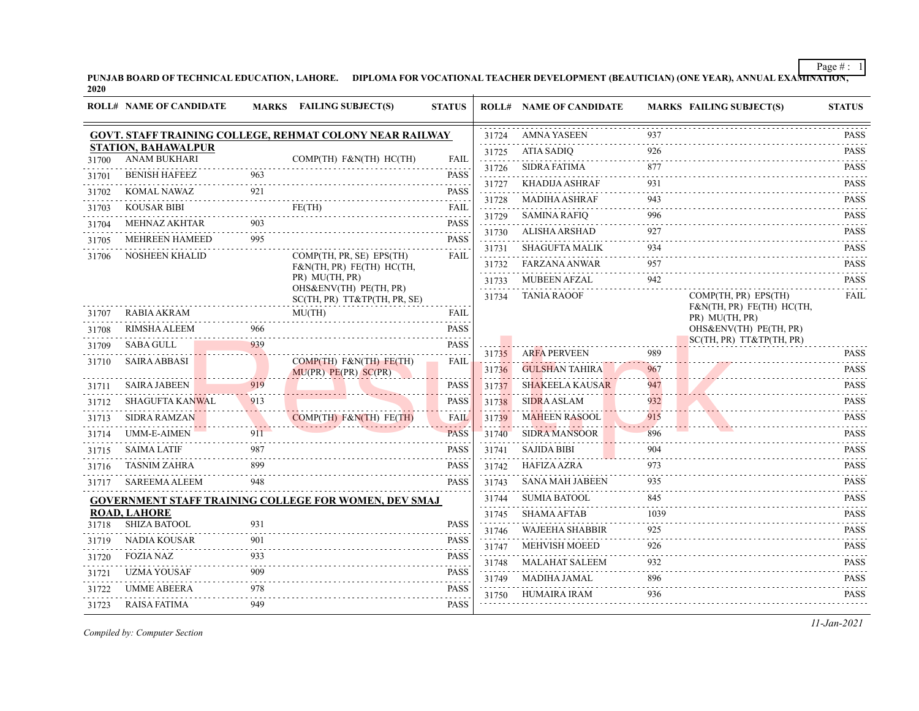**PUNJAB BOARD OF TECHNICAL EDUCATION, LAHORE. DIPLOMA FOR VOCATIONAL TEACHER DEVELOPMENT (BEAUTICIAN) (ONE YEAR), ANNUAL EXAMINATION, 2020**

| ROLL# | NAME OF CANDIDATE | MARKS | FAILING SUBJECT(S) | STATUS |
|---|---|---|---|---|
| **GOVT. STAFF TRAINING COLLEGE, REHMAT COLONY NEAR RAILWAY STATION, BAHAWALPUR** | | | | |
| 31700 | ANAM BUKHARI | | COMP(TH) F&N(TH) HC(TH) | FAIL |
| 31701 | BENISH HAFEEZ | 963 | | PASS |
| 31702 | KOMAL NAWAZ | 921 | | PASS |
| 31703 | KOUSAR BIBI | | FE(TH) | FAIL |
| 31704 | MEHNAZ AKHTAR | 903 | | PASS |
| 31705 | MEHREEN HAMEED | 995 | | PASS |
| 31706 | NOSHEEN KHALID | | COMP(TH, PR, SE) EPS(TH) F&N(TH, PR) FE(TH) HC(TH, PR) MU(TH, PR) OHS&ENV(TH) PE(TH, PR) SC(TH, PR) TT&TP(TH, PR, SE) | FAIL |
| 31707 | RABIA AKRAM | | MU(TH) | FAIL |
| 31708 | RIMSHA ALEEM | 966 | | PASS |
| 31709 | SABA GULL | 939 | | PASS |
| 31710 | SAIRA ABBASI | | COMP(TH) F&N(TH) FE(TH) MU(PR) PE(PR) SC(PR) | FAIL |
| 31711 | SAIRA JABEEN | 919 | | PASS |
| 31712 | SHAGUFTA KANWAL | 913 | | PASS |
| 31713 | SIDRA RAMZAN | | COMP(TH) F&N(TH) FE(TH) | FAIL |
| 31714 | UMM-E-AIMEN | 911 | | PASS |
| 31715 | SAIMA LATIF | 987 | | PASS |
| 31716 | TASNIM ZAHRA | 899 | | PASS |
| 31717 | SAREEMA ALEEM | 948 | | PASS |
| **GOVERNMENT STAFF TRAINING COLLEGE FOR WOMEN, DEV SMAJ ROAD, LAHORE** | | | | |
| 31718 | SHIZA BATOOL | 931 | | PASS |
| 31719 | NADIA KOUSAR | 901 | | PASS |
| 31720 | FOZIA NAZ | 933 | | PASS |
| 31721 | UZMA YOUSAF | 909 | | PASS |
| 31722 | UMME ABEERA | 978 | | PASS |
| 31723 | RAISA FATIMA | 949 | | PASS |
| 31724 | AMNA YASEEN | 937 | | PASS |
| 31725 | ATIA SADIQ | 926 | | PASS |
| 31726 | SIDRA FATIMA | 877 | | PASS |
| 31727 | KHADIJA ASHRAF | 931 | | PASS |
| 31728 | MADIHA ASHRAF | 943 | | PASS |
| 31729 | SAMINA RAFIQ | 996 | | PASS |
| 31730 | ALISHA ARSHAD | 927 | | PASS |
| 31731 | SHAGUFTA MALIK | 934 | | PASS |
| 31732 | FARZANA ANWAR | 957 | | PASS |
| 31733 | MUBEEN AFZAL | 942 | | PASS |
| 31734 | TANIA RAOOF | | COMP(TH, PR) EPS(TH) F&N(TH, PR) FE(TH) HC(TH, PR) MU(TH, PR) OHS&ENV(TH) PE(TH, PR) SC(TH, PR) TT&TP(TH, PR) | FAIL |
| 31735 | ARFA PERVEEN | 989 | | PASS |
| 31736 | GULSHAN TAHIRA | 967 | | PASS |
| 31737 | SHAKEELA KAUSAR | 947 | | PASS |
| 31738 | SIDRA ASLAM | 932 | | PASS |
| 31739 | MAHEEN RASOOL | 915 | | PASS |
| 31740 | SIDRA MANSOOR | 896 | | PASS |
| 31741 | SAJIDA BIBI | 904 | | PASS |
| 31742 | HAFIZA AZRA | 973 | | PASS |
| 31743 | SANA MAH JABEEN | 935 | | PASS |
| 31744 | SUMIA BATOOL | 845 | | PASS |
| 31745 | SHAMA AFTAB | 1039 | | PASS |
| 31746 | WAJEEHA SHABBIR | 925 | | PASS |
| 31747 | MEHVISH MOEED | 926 | | PASS |
| 31748 | MALAHAT SALEEM | 932 | | PASS |
| 31749 | MADIHA JAMAL | 896 | | PASS |
| 31750 | HUMAIRA IRAM | 936 | | PASS |

*Compiled by: Computer Section*

*11-Jan-2021*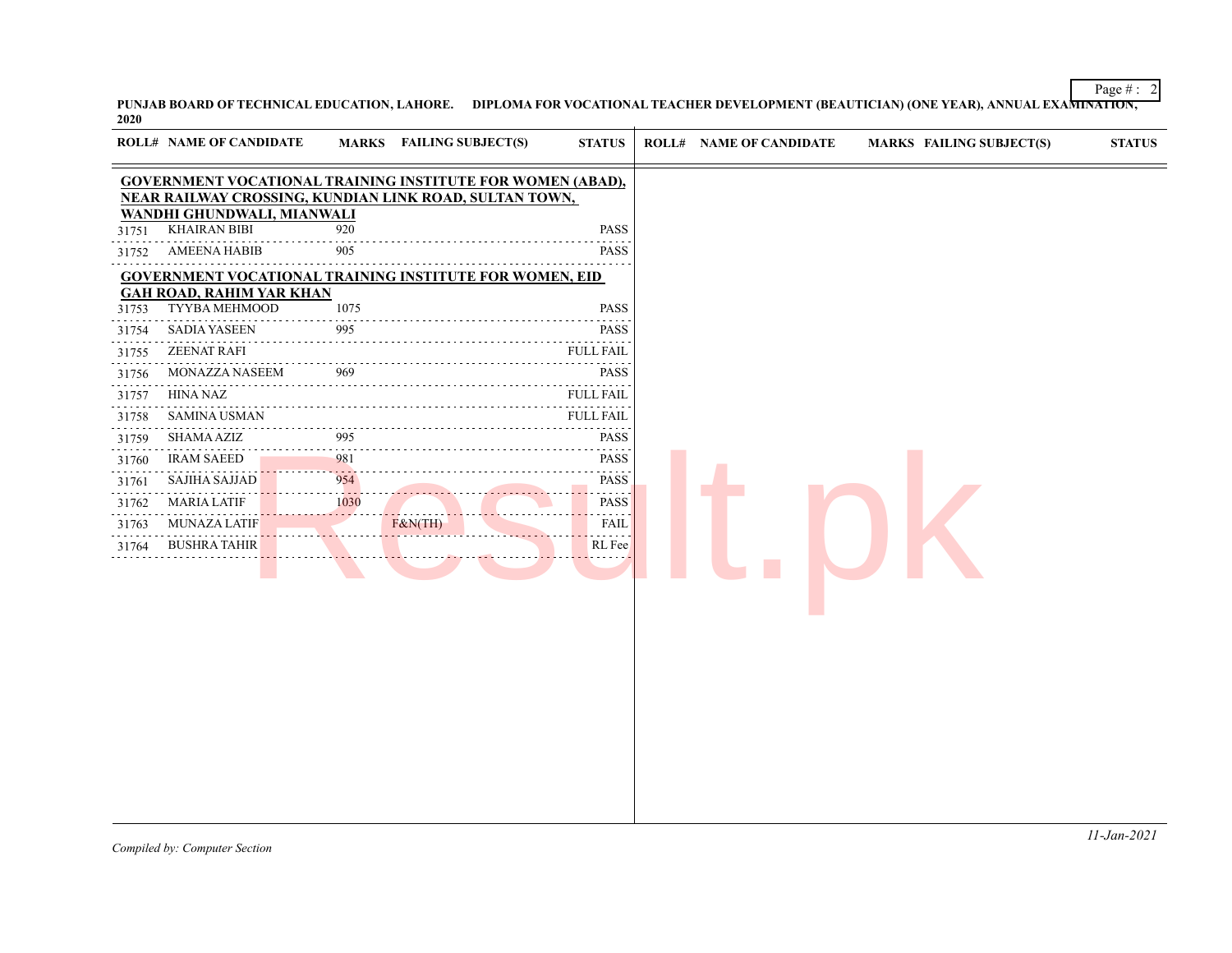PUNJAB BOARD OF TECHNICAL EDUCATION, LAHORE. DIPLOMA FOR VOCATIONAL TEACHER DEVELOPMENT (BEAUTICIAN) (ONE YEAR), ANNUAL EXAMINATION, 2020

| ROLL# | NAME OF CANDIDATE | MARKS | FAILING SUBJECT(S) | STATUS |
|---|---|---|---|---|
| **GOVERNMENT VOCATIONAL TRAINING INSTITUTE FOR WOMEN (ABAD), NEAR RAILWAY CROSSING, KUNDIAN LINK ROAD, SULTAN TOWN, WANDHI GHUNDWALI, MIANWALI** | | | | |
| 31751 | KHAIRAN BIBI | 920 | | PASS |
| 31752 | AMEENA HABIB | 905 | | PASS |
| **GOVERNMENT VOCATIONAL TRAINING INSTITUTE FOR WOMEN, EID GAH ROAD, RAHIM YAR KHAN** | | | | |
| 31753 | TYYBA MEHMOOD | 1075 | | PASS |
| 31754 | SADIA YASEEN | 995 | | PASS |
| 31755 | ZEENAT RAFI | | | FULL FAIL |
| 31756 | MONAZZA NASEEM | 969 | | PASS |
| 31757 | HINA NAZ | | | FULL FAIL |
| 31758 | SAMINA USMAN | | | FULL FAIL |
| 31759 | SHAMA AZIZ | 995 | | PASS |
| 31760 | IRAM SAEED | 981 | | PASS |
| 31761 | SAJIHA SAJJAD | 954 | | PASS |
| 31762 | MARIA LATIF | 1030 | | PASS |
| 31763 | MUNAZA LATIF | | F&N(TH) | FAIL |
| 31764 | BUSHRA TAHIR | | | RL Fee |

*Compiled by: Computer Section*

*11-Jan-2021*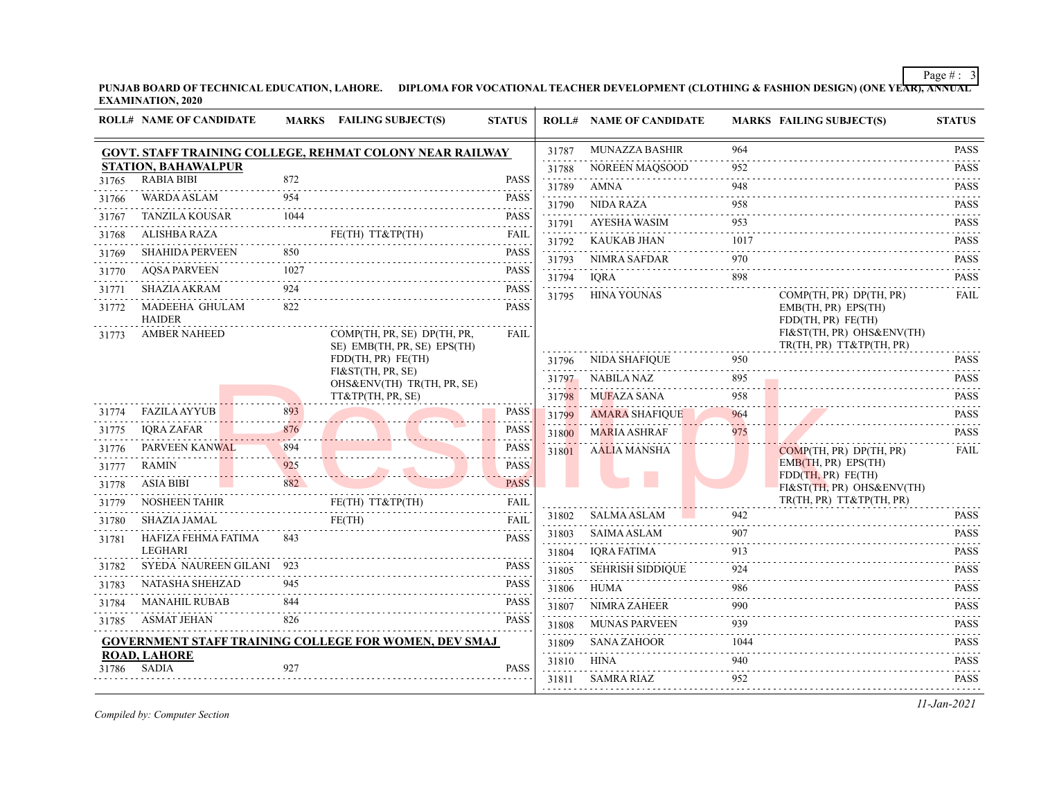**PUNJAB BOARD OF TECHNICAL EDUCATION, LAHORE. DIPLOMA FOR VOCATIONAL TEACHER DEVELOPMENT (CLOTHING & FASHION DESIGN) (ONE YEAR), ANNUAL EXAMINATION, 2020**

| ROLL# | NAME OF CANDIDATE | MARKS | FAILING SUBJECT(S) | STATUS |
|---|---|---|---|---|
| **GOVT. STAFF TRAINING COLLEGE, REHMAT COLONY NEAR RAILWAY STATION, BAHAWALPUR** | | | | |
| 31765 | RABIA BIBI | 872 | | PASS |
| 31766 | WARDA ASLAM | 954 | | PASS |
| 31767 | TANZILA KOUSAR | 1044 | | PASS |
| 31768 | ALISHBA RAZA | | FE(TH) TT&TP(TH) | FAIL |
| 31769 | SHAHIDA PERVEEN | 850 | | PASS |
| 31770 | AQSA PARVEEN | 1027 | | PASS |
| 31771 | SHAZIA AKRAM | 924 | | PASS |
| 31772 | MADEEHA GHULAM HAIDER | 822 | | PASS |
| 31773 | AMBER NAHEED | | COMP(TH, PR, SE) DP(TH, PR, SE) EMB(TH, PR, SE) EPS(TH) FDD(TH, PR) FE(TH) FI&ST(TH, PR, SE) OHS&ENV(TH) TR(TH, PR, SE) TT&TP(TH, PR, SE) | FAIL |
| 31774 | FAZILA AYYUB | 893 | | PASS |
| 31775 | IQRA ZAFAR | 876 | | PASS |
| 31776 | PARVEEN KANWAL | 894 | | PASS |
| 31777 | RAMIN | 925 | | PASS |
| 31778 | ASIA BIBI | 882 | | PASS |
| 31779 | NOSHEEN TAHIR | | FE(TH) TT&TP(TH) | FAIL |
| 31780 | SHAZIA JAMAL | | FE(TH) | FAIL |
| 31781 | HAFIZA FEHMA FATIMA LEGHARI | 843 | | PASS |
| 31782 | SYEDA NAUREEN GILANI | 923 | | PASS |
| 31783 | NATASHA SHEHZAD | 945 | | PASS |
| 31784 | MANAHIL RUBAB | 844 | | PASS |
| 31785 | ASMAT JEHAN | 826 | | PASS |
| **GOVERNMENT STAFF TRAINING COLLEGE FOR WOMEN, DEV SMAJ ROAD, LAHORE** | | | | |
| 31786 | SADIA | 927 | | PASS |
| 31787 | MUNAZZA BASHIR | 964 | | PASS |
| 31788 | NOREEN MAQSOOD | 952 | | PASS |
| 31789 | AMNA | 948 | | PASS |
| 31790 | NIDA RAZA | 958 | | PASS |
| 31791 | AYESHA WASIM | 953 | | PASS |
| 31792 | KAUKAB JHAN | 1017 | | PASS |
| 31793 | NIMRA SAFDAR | 970 | | PASS |
| 31794 | IQRA | 898 | | PASS |
| 31795 | HINA YOUNAS | | COMP(TH, PR) DP(TH, PR) EMB(TH, PR) EPS(TH) FDD(TH, PR) FE(TH) FI&ST(TH, PR) OHS&ENV(TH) TR(TH, PR) TT&TP(TH, PR) | FAIL |
| 31796 | NIDA SHAFIQUE | 950 | | PASS |
| 31797 | NABILA NAZ | 895 | | PASS |
| 31798 | MUFAZA SANA | 958 | | PASS |
| 31799 | AMARA SHAFIQUE | 964 | | PASS |
| 31800 | MARIA ASHRAF | 975 | | PASS |
| 31801 | AALIA MANSHA | | COMP(TH, PR) DP(TH, PR) EMB(TH, PR) EPS(TH) FDD(TH, PR) FE(TH) FI&ST(TH, PR) OHS&ENV(TH) TR(TH, PR) TT&TP(TH, PR) | FAIL |
| 31802 | SALMA ASLAM | 942 | | PASS |
| 31803 | SAIMA ASLAM | 907 | | PASS |
| 31804 | IQRA FATIMA | 913 | | PASS |
| 31805 | SEHRISH SIDDIQUE | 924 | | PASS |
| 31806 | HUMA | 986 | | PASS |
| 31807 | NIMRA ZAHEER | 990 | | PASS |
| 31808 | MUNAS PARVEEN | 939 | | PASS |
| 31809 | SANA ZAHOOR | 1044 | | PASS |
| 31810 | HINA | 940 | | PASS |
| 31811 | SAMRA RIAZ | 952 | | PASS |

*Compiled by: Computer Section*

*11-Jan-2021*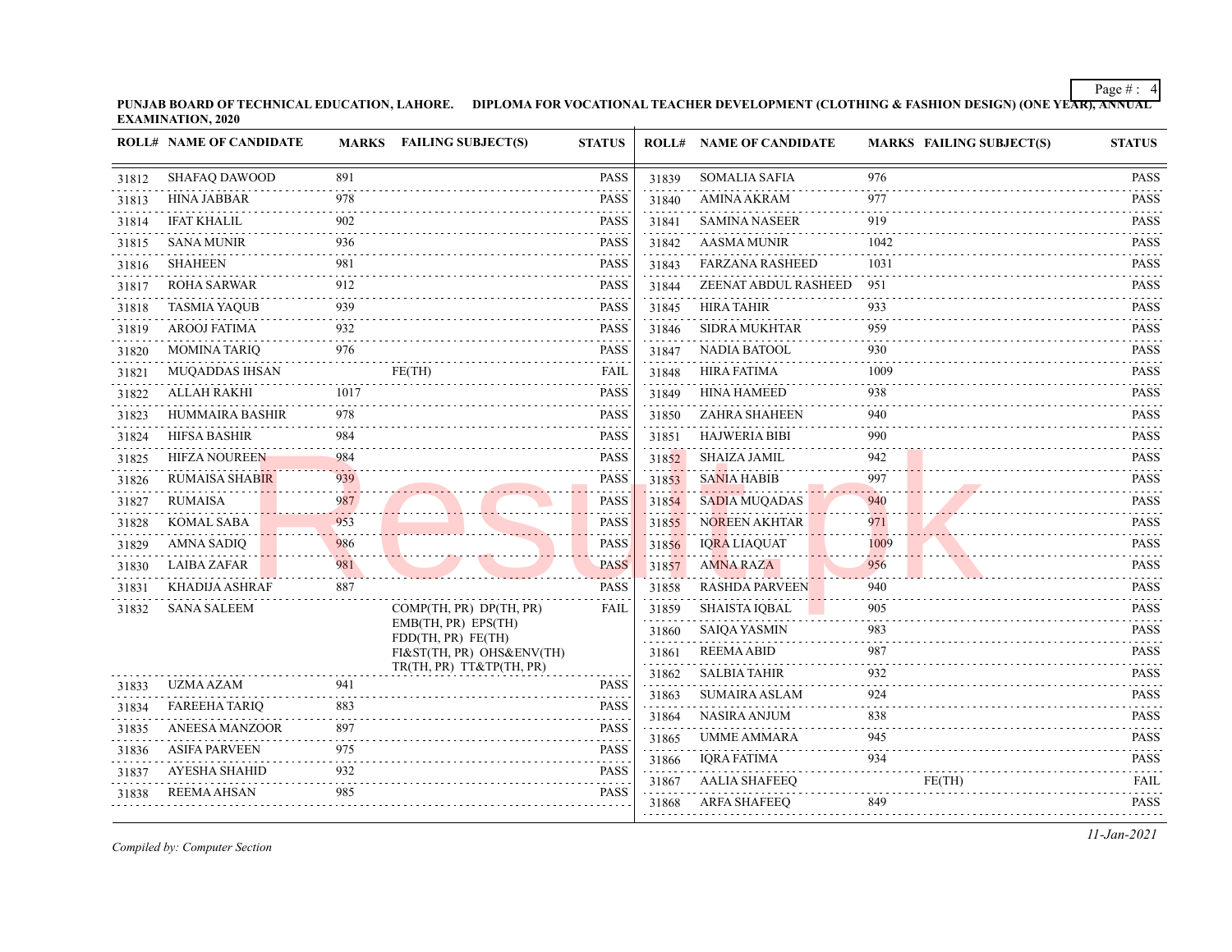**PUNJAB BOARD OF TECHNICAL EDUCATION, LAHORE. DIPLOMA FOR VOCATIONAL TEACHER DEVELOPMENT (CLOTHING & FASHION DESIGN) (ONE YEAR), ANNUAL EXAMINATION, 2020**

| ROLL# | NAME OF CANDIDATE | MARKS | FAILING SUBJECT(S) | STATUS |
|---|---|---|---|---|
| 31812 | SHAFAQ DAWOOD | 891 | | PASS |
| 31813 | HINA JABBAR | 978 | | PASS |
| 31814 | IFAT KHALIL | 902 | | PASS |
| 31815 | SANA MUNIR | 936 | | PASS |
| 31816 | SHAHEEN | 981 | | PASS |
| 31817 | ROHA SARWAR | 912 | | PASS |
| 31818 | TASMIA YAQUB | 939 | | PASS |
| 31819 | AROOJ FATIMA | 932 | | PASS |
| 31820 | MOMINA TARIQ | 976 | | PASS |
| 31821 | MUQADDAS IHSAN | | FE(TH) | FAIL |
| 31822 | ALLAH RAKHI | 1017 | | PASS |
| 31823 | HUMMAIRA BASHIR | 978 | | PASS |
| 31824 | HIFSA BASHIR | 984 | | PASS |
| 31825 | HIFZA NOUREEN | 984 | | PASS |
| 31826 | RUMAISA SHABIR | 939 | | PASS |
| 31827 | RUMAISA | 987 | | PASS |
| 31828 | KOMAL SABA | 953 | | PASS |
| 31829 | AMNA SADIQ | 986 | | PASS |
| 31830 | LAIBA ZAFAR | 981 | | PASS |
| 31831 | KHADIJA ASHRAF | 887 | | PASS |
| 31832 | SANA SALEEM | | COMP(TH, PR) DP(TH, PR) EMB(TH, PR) EPS(TH) FDD(TH, PR) FE(TH) FI&ST(TH, PR) OHS&ENV(TH) TR(TH, PR) TT&TP(TH, PR) | FAIL |
| 31833 | UZMA AZAM | 941 | | PASS |
| 31834 | FAREEHA TARIQ | 883 | | PASS |
| 31835 | ANEESA MANZOOR | 897 | | PASS |
| 31836 | ASIFA PARVEEN | 975 | | PASS |
| 31837 | AYESHA SHAHID | 932 | | PASS |
| 31838 | REEMA AHSAN | 985 | | PASS |
| 31839 | SOMALIA SAFIA | 976 | | PASS |
| 31840 | AMINA AKRAM | 977 | | PASS |
| 31841 | SAMINA NASEER | 919 | | PASS |
| 31842 | AASMA MUNIR | 1042 | | PASS |
| 31843 | FARZANA RASHEED | 1031 | | PASS |
| 31844 | ZEENAT ABDUL RASHEED | 951 | | PASS |
| 31845 | HIRA TAHIR | 933 | | PASS |
| 31846 | SIDRA MUKHTAR | 959 | | PASS |
| 31847 | NADIA BATOOL | 930 | | PASS |
| 31848 | HIRA FATIMA | 1009 | | PASS |
| 31849 | HINA HAMEED | 938 | | PASS |
| 31850 | ZAHRA SHAHEEN | 940 | | PASS |
| 31851 | HAJWERIA BIBI | 990 | | PASS |
| 31852 | SHAIZA JAMIL | 942 | | PASS |
| 31853 | SANIA HABIB | 997 | | PASS |
| 31854 | SADIA MUQADAS | 940 | | PASS |
| 31855 | NOREEN AKHTAR | 971 | | PASS |
| 31856 | IQRA LIAQUAT | 1009 | | PASS |
| 31857 | AMNA RAZA | 956 | | PASS |
| 31858 | RASHDA PARVEEN | 940 | | PASS |
| 31859 | SHAISTA IQBAL | 905 | | PASS |
| 31860 | SAIQA YASMIN | 983 | | PASS |
| 31861 | REEMA ABID | 987 | | PASS |
| 31862 | SALBIA TAHIR | 932 | | PASS |
| 31863 | SUMAIRA ASLAM | 924 | | PASS |
| 31864 | NASIRA ANJUM | 838 | | PASS |
| 31865 | UMME AMMARA | 945 | | PASS |
| 31866 | IQRA FATIMA | 934 | | PASS |
| 31867 | AALIA SHAFEEQ | | FE(TH) | FAIL |
| 31868 | ARFA SHAFEEQ | 849 | | PASS |

*Compiled by: Computer Section*

*11-Jan-2021*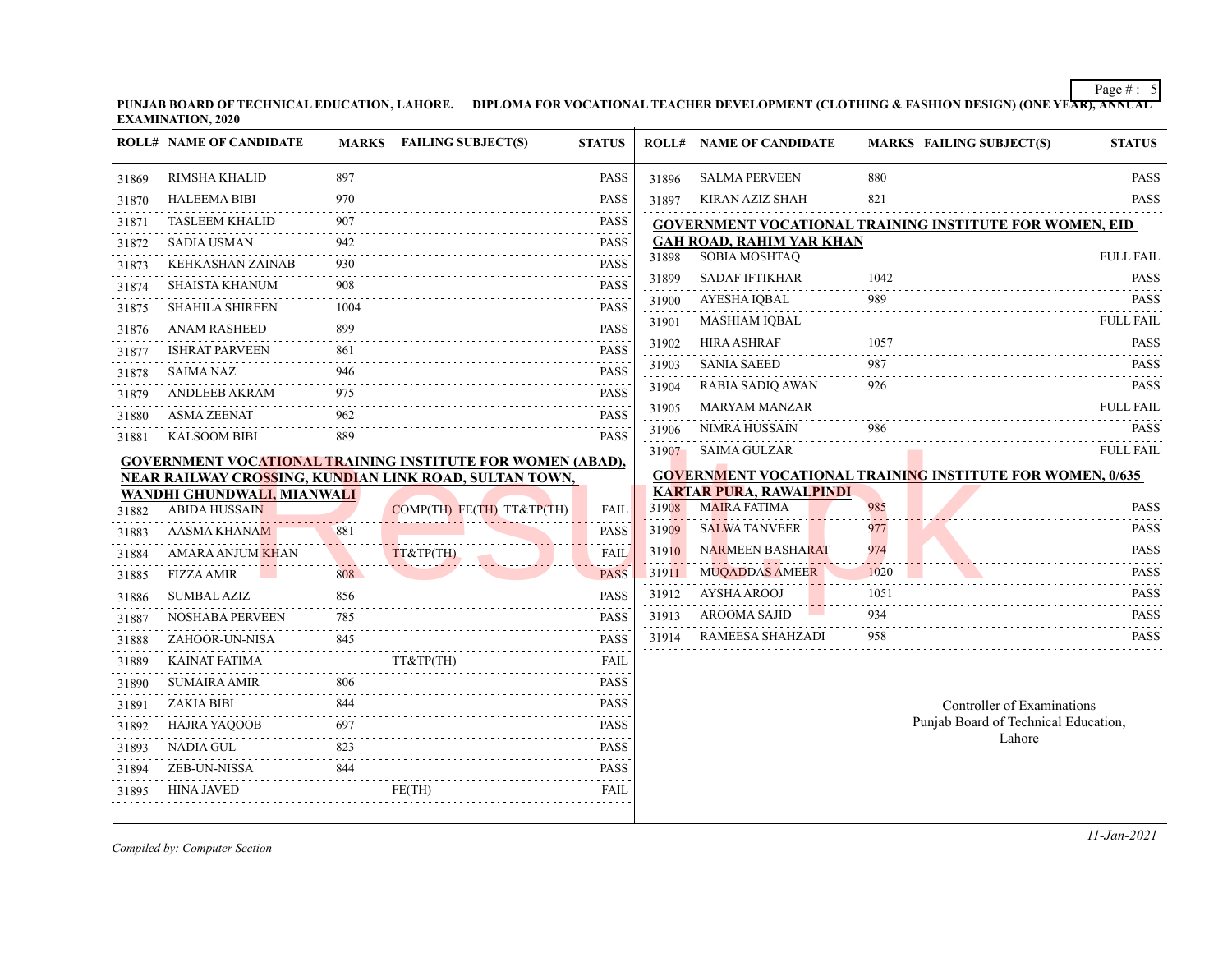**PUNJAB BOARD OF TECHNICAL EDUCATION, LAHORE. DIPLOMA FOR VOCATIONAL TEACHER DEVELOPMENT (CLOTHING & FASHION DESIGN) (ONE YEAR), ANNUAL EXAMINATION, 2020**

| ROLL# | NAME OF CANDIDATE | MARKS | FAILING SUBJECT(S) | STATUS |
|---|---|---|---|---|
| 31869 | RIMSHA KHALID | 897 | | PASS |
| 31870 | HALEEMA BIBI | 970 | | PASS |
| 31871 | TASLEEM KHALID | 907 | | PASS |
| 31872 | SADIA USMAN | 942 | | PASS |
| 31873 | KEHKASHAN ZAINAB | 930 | | PASS |
| 31874 | SHAISTA KHANUM | 908 | | PASS |
| 31875 | SHAHILA SHIREEN | 1004 | | PASS |
| 31876 | ANAM RASHEED | 899 | | PASS |
| 31877 | ISHRAT PARVEEN | 861 | | PASS |
| 31878 | SAIMA NAZ | 946 | | PASS |
| 31879 | ANDLEEB AKRAM | 975 | | PASS |
| 31880 | ASMA ZEENAT | 962 | | PASS |
| 31881 | KALSOOM BIBI | 889 | | PASS |

**GOVERNMENT VOCATIONAL TRAINING INSTITUTE FOR WOMEN (ABAD), NEAR RAILWAY CROSSING, KUNDIAN LINK ROAD, SULTAN TOWN, WANDHI GHUNDWALI, MIANWALI**

| ROLL# | NAME OF CANDIDATE | MARKS | FAILING SUBJECT(S) | STATUS |
|---|---|---|---|---|
| 31882 | ABIDA HUSSAIN | | COMP(TH) FE(TH) TT&TP(TH) | FAIL |
| 31883 | AASMA KHANAM | 881 | | PASS |
| 31884 | AMARA ANJUM KHAN | | TT&TP(TH) | FAIL |
| 31885 | FIZZA AMIR | 808 | | PASS |
| 31886 | SUMBAL AZIZ | 856 | | PASS |
| 31887 | NOSHABA PERVEEN | 785 | | PASS |
| 31888 | ZAHOOR-UN-NISA | 845 | | PASS |
| 31889 | KAINAT FATIMA | | TT&TP(TH) | FAIL |
| 31890 | SUMAIRA AMIR | 806 | | PASS |
| 31891 | ZAKIA BIBI | 844 | | PASS |
| 31892 | HAJRA YAQOOB | 697 | | PASS |
| 31893 | NADIA GUL | 823 | | PASS |
| 31894 | ZEB-UN-NISSA | 844 | | PASS |
| 31895 | HINA JAVED | | FE(TH) | FAIL |
| 31896 | SALMA PERVEEN | 880 | | PASS |
| 31897 | KIRAN AZIZ SHAH | 821 | | PASS |

**GOVERNMENT VOCATIONAL TRAINING INSTITUTE FOR WOMEN, EID GAH ROAD, RAHIM YAR KHAN**

| ROLL# | NAME OF CANDIDATE | MARKS | FAILING SUBJECT(S) | STATUS |
|---|---|---|---|---|
| 31898 | SOBIA MOSHTAQ | | | FULL FAIL |
| 31899 | SADAF IFTIKHAR | 1042 | | PASS |
| 31900 | AYESHA IQBAL | 989 | | PASS |
| 31901 | MASHIAM IQBAL | | | FULL FAIL |
| 31902 | HIRA ASHRAF | 1057 | | PASS |
| 31903 | SANIA SAEED | 987 | | PASS |
| 31904 | RABIA SADIQ AWAN | 926 | | PASS |
| 31905 | MARYAM MANZAR | | | FULL FAIL |
| 31906 | NIMRA HUSSAIN | 986 | | PASS |
| 31907 | SAIMA GULZAR | | | FULL FAIL |

**GOVERNMENT VOCATIONAL TRAINING INSTITUTE FOR WOMEN, 0/635 KARTAR PURA, RAWALPINDI**

| ROLL# | NAME OF CANDIDATE | MARKS | FAILING SUBJECT(S) | STATUS |
|---|---|---|---|---|
| 31908 | MAIRA FATIMA | 985 | | PASS |
| 31909 | SALWA TANVEER | 977 | | PASS |
| 31910 | NARMEEN BASHARAT | 974 | | PASS |
| 31911 | MUQADDAS AMEER | 1020 | | PASS |
| 31912 | AYSHA AROOJ | 1051 | | PASS |
| 31913 | AROOMA SAJID | 934 | | PASS |
| 31914 | RAMEESA SHAHZADI | 958 | | PASS |

Controller of Examinations
Punjab Board of Technical Education,
Lahore

*Compiled by: Computer Section*

*11-Jan-2021*